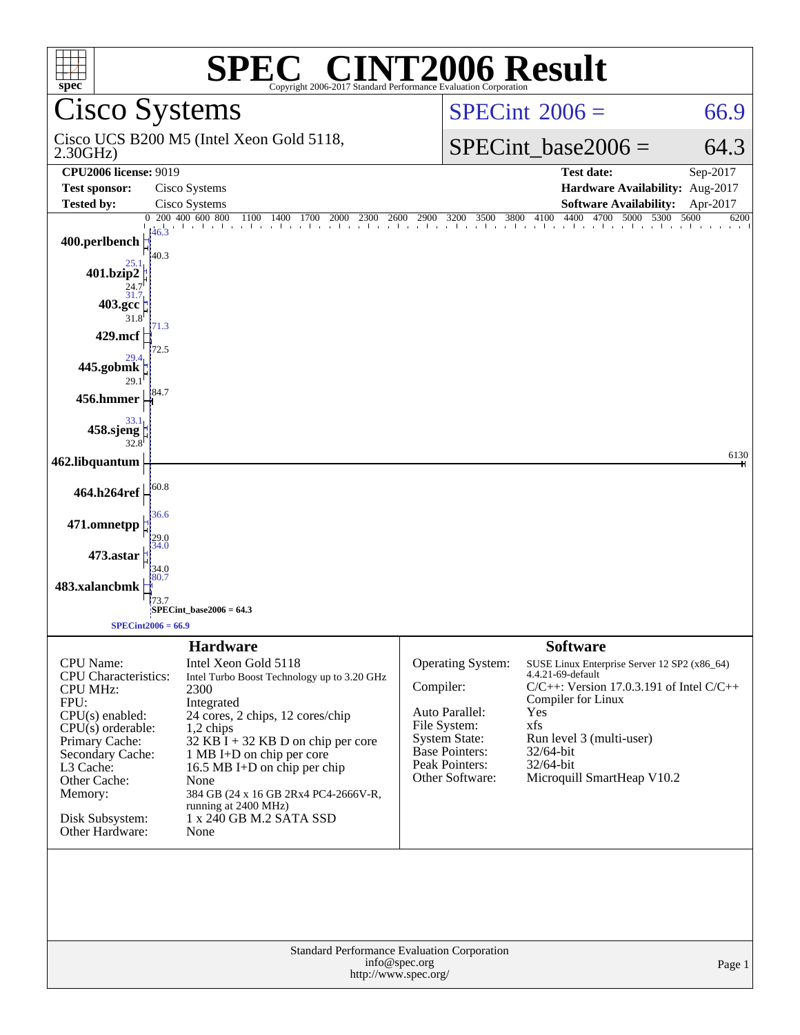# SPEC® CINT2006 Result

Copyright 2006-2017 Standard Performance Evaluation Corporation

## Cisco Systems

Cisco UCS B200 M5 (Intel Xeon Gold 5118, 2.30GHz)

SPECint_2006 = 66.9

SPECint_base2006 = 64.3

| | | | |
|---|---|---|---|
| **CPU2006 license:** 9019 | | **Test date:** | Sep-2017 |
| **Test sponsor:** | Cisco Systems | **Hardware Availability:** | Aug-2017 |
| **Tested by:** | Cisco Systems | **Software Availability:** | Apr-2017 |

| Benchmark | Peak | Base |
|---|---|---|
| 400.perlbench | 46.3 | 40.3 |
| 401.bzip2 | 25.1 | 24.7 |
| 403.gcc | 31.7 | 31.8 |
| 429.mcf | 71.3 | 72.5 |
| 445.gobmk | 29.4 | 29.1 |
| 456.hmmer | 84.7 | |
| 458.sjeng | 33.1 | 32.8 |
| 462.libquantum | 6130 | |
| 464.h264ref | 60.8 | |
| 471.omnetpp | 36.6 | 29.0 |
| 473.astar | 34.0 | 34.0 |
| 483.xalancbmk | 80.7 | 73.7 |

SPECint_base2006 = 64.3

SPECint2006 = 66.9

### Hardware

| | |
|---|---|
| CPU Name: | Intel Xeon Gold 5118 |
| CPU Characteristics: | Intel Turbo Boost Technology up to 3.20 GHz |
| CPU MHz: | 2300 |
| FPU: | Integrated |
| CPU(s) enabled: | 24 cores, 2 chips, 12 cores/chip |
| CPU(s) orderable: | 1,2 chips |
| Primary Cache: | 32 KB I + 32 KB D on chip per core |
| Secondary Cache: | 1 MB I+D on chip per core |
| L3 Cache: | 16.5 MB I+D on chip per chip |
| Other Cache: | None |
| Memory: | 384 GB (24 x 16 GB 2Rx4 PC4-2666V-R, running at 2400 MHz) |
| Disk Subsystem: | 1 x 240 GB M.2 SATA SSD |
| Other Hardware: | None |

### Software

| | |
|---|---|
| Operating System: | SUSE Linux Enterprise Server 12 SP2 (x86_64) 4.4.21-69-default |
| Compiler: | C/C++: Version 17.0.3.191 of Intel C/C++ Compiler for Linux |
| Auto Parallel: | Yes |
| File System: | xfs |
| System State: | Run level 3 (multi-user) |
| Base Pointers: | 32/64-bit |
| Peak Pointers: | 32/64-bit |
| Other Software: | Microquill SmartHeap V10.2 |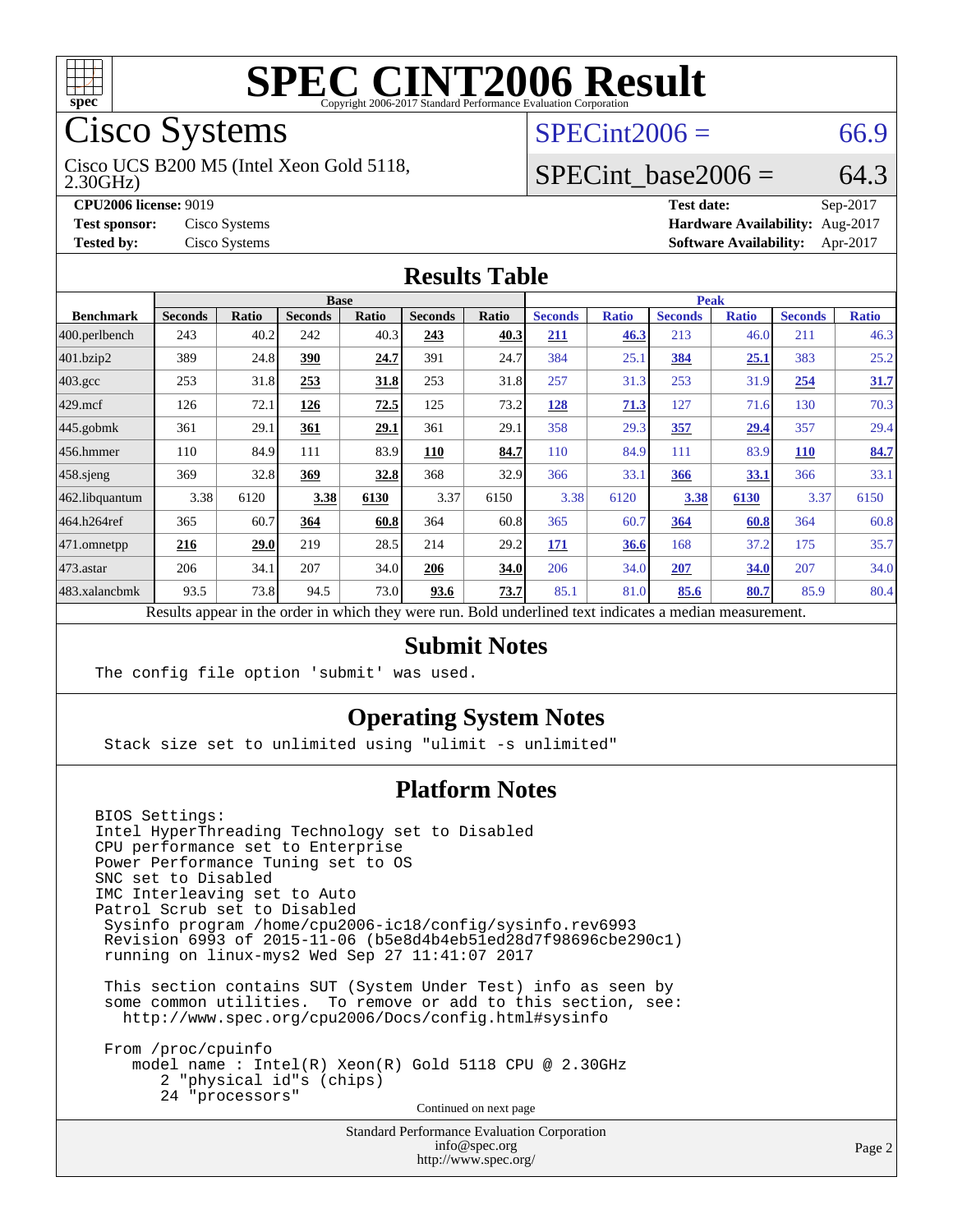# SPEC CINT2006 Result

Copyright 2006-2017 Standard Performance Evaluation Corporation

## Cisco Systems

Cisco UCS B200 M5 (Intel Xeon Gold 5118, 2.30GHz)

SPECint2006 = 66.9

SPECint_base2006 = 64.3

| | | | |
|---|---|---|---|
| **CPU2006 license:** 9019 | | **Test date:** | Sep-2017 |
| **Test sponsor:** | Cisco Systems | **Hardware Availability:** | Aug-2017 |
| **Tested by:** | Cisco Systems | **Software Availability:** | Apr-2017 |

## Results Table

| | Base | | | | | | Peak | | | | | |
|---|---|---|---|---|---|---|---|---|---|---|---|---|
| **Benchmark** | **Seconds** | **Ratio** | **Seconds** | **Ratio** | **Seconds** | **Ratio** | **Seconds** | **Ratio** | **Seconds** | **Ratio** | **Seconds** | **Ratio** |
| 400.perlbench | 243 | 40.2 | 242 | 40.3 | **243** | **40.3** | **211** | **46.3** | 213 | 46.0 | 211 | 46.3 |
| 401.bzip2 | 389 | 24.8 | **390** | **24.7** | 391 | 24.7 | 384 | 25.1 | **384** | **25.1** | 383 | 25.2 |
| 403.gcc | 253 | 31.8 | **253** | **31.8** | 253 | 31.8 | 257 | 31.3 | 253 | 31.9 | **254** | **31.7** |
| 429.mcf | 126 | 72.1 | **126** | **72.5** | 125 | 73.2 | **128** | **71.3** | 127 | 71.6 | 130 | 70.3 |
| 445.gobmk | 361 | 29.1 | **361** | **29.1** | 361 | 29.1 | 358 | 29.3 | **357** | **29.4** | 357 | 29.4 |
| 456.hmmer | 110 | 84.9 | 111 | 83.9 | **110** | **84.7** | 110 | 84.9 | 111 | 83.9 | **110** | **84.7** |
| 458.sjeng | 369 | 32.8 | **369** | **32.8** | 368 | 32.9 | 366 | 33.1 | **366** | **33.1** | 366 | 33.1 |
| 462.libquantum | 3.38 | 6120 | **3.38** | **6130** | 3.37 | 6150 | 3.38 | 6120 | **3.38** | **6130** | 3.37 | 6150 |
| 464.h264ref | 365 | 60.7 | **364** | **60.8** | 364 | 60.8 | 365 | 60.7 | **364** | **60.8** | 364 | 60.8 |
| 471.omnetpp | **216** | **29.0** | 219 | 28.5 | 214 | 29.2 | **171** | **36.6** | 168 | 37.2 | 175 | 35.7 |
| 473.astar | 206 | 34.1 | 207 | 34.0 | **206** | **34.0** | 206 | 34.0 | **207** | **34.0** | 207 | 34.0 |
| 483.xalancbmk | 93.5 | 73.8 | 94.5 | 73.0 | **93.6** | **73.7** | 85.1 | 81.0 | **85.6** | **80.7** | 85.9 | 80.4 |

Results appear in the order in which they were run. Bold underlined text indicates a median measurement.

## Submit Notes

```
The config file option 'submit' was used.
```

## Operating System Notes

```
Stack size set to unlimited using "ulimit -s unlimited"
```

## Platform Notes

```
BIOS Settings:
Intel HyperThreading Technology set to Disabled
CPU performance set to Enterprise
Power Performance Tuning set to OS
SNC set to Disabled
IMC Interleaving set to Auto
Patrol Scrub set to Disabled
 Sysinfo program /home/cpu2006-ic18/config/sysinfo.rev6993
 Revision 6993 of 2015-11-06 (b5e8d4b4eb51ed28d7f98696cbe290c1)
 running on linux-mys2 Wed Sep 27 11:41:07 2017

 This section contains SUT (System Under Test) info as seen by
 some common utilities.  To remove or add to this section, see:
   http://www.spec.org/cpu2006/Docs/config.html#sysinfo

 From /proc/cpuinfo
    model name : Intel(R) Xeon(R) Gold 5118 CPU @ 2.30GHz
       2 "physical id"s (chips)
       24 "processors"
```

Continued on next page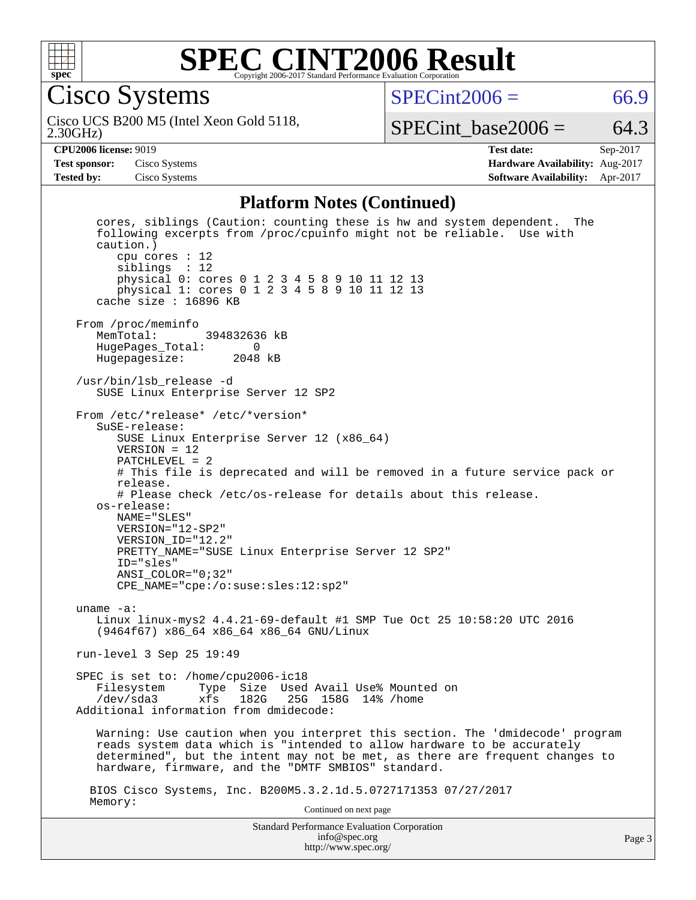# SPEC CINT2006 Result

Copyright 2006-2017 Standard Performance Evaluation Corporation

## Cisco Systems

Cisco UCS B200 M5 (Intel Xeon Gold 5118, 2.30GHz)

SPECint2006 = 66.9

SPECint_base2006 = 64.3

| | | | |
|---|---|---|---|
| **CPU2006 license:** 9019 | | **Test date:** | Sep-2017 |
| **Test sponsor:** | Cisco Systems | **Hardware Availability:** | Aug-2017 |
| **Tested by:** | Cisco Systems | **Software Availability:** | Apr-2017 |

### Platform Notes (Continued)

```
     cores, siblings (Caution: counting these is hw and system dependent.  The
     following excerpts from /proc/cpuinfo might not be reliable.  Use with
     caution.)
        cpu cores : 12
        siblings  : 12
        physical 0: cores 0 1 2 3 4 5 8 9 10 11 12 13
        physical 1: cores 0 1 2 3 4 5 8 9 10 11 12 13
     cache size : 16896 KB

  From /proc/meminfo
     MemTotal:       394832636 kB
     HugePages_Total:       0
     Hugepagesize:       2048 kB

  /usr/bin/lsb_release -d
     SUSE Linux Enterprise Server 12 SP2

  From /etc/*release* /etc/*version*
     SuSE-release:
        SUSE Linux Enterprise Server 12 (x86_64)
        VERSION = 12
        PATCHLEVEL = 2
        # This file is deprecated and will be removed in a future service pack or
        release.
        # Please check /etc/os-release for details about this release.
     os-release:
        NAME="SLES"
        VERSION="12-SP2"
        VERSION_ID="12.2"
        PRETTY_NAME="SUSE Linux Enterprise Server 12 SP2"
        ID="sles"
        ANSI_COLOR="0;32"
        CPE_NAME="cpe:/o:suse:sles:12:sp2"

  uname -a:
     Linux linux-mys2 4.4.21-69-default #1 SMP Tue Oct 25 10:58:20 UTC 2016
     (9464f67) x86_64 x86_64 x86_64 GNU/Linux

  run-level 3 Sep 25 19:49

  SPEC is set to: /home/cpu2006-ic18
     Filesystem     Type  Size  Used Avail Use% Mounted on
     /dev/sda3      xfs   182G   25G  158G  14% /home
  Additional information from dmidecode:

     Warning: Use caution when you interpret this section. The 'dmidecode' program
     reads system data which is "intended to allow hardware to be accurately
     determined", but the intent may not be met, as there are frequent changes to
     hardware, firmware, and the "DMTF SMBIOS" standard.

    BIOS Cisco Systems, Inc. B200M5.3.2.1d.5.0727171353 07/27/2017
    Memory:
```

Continued on next page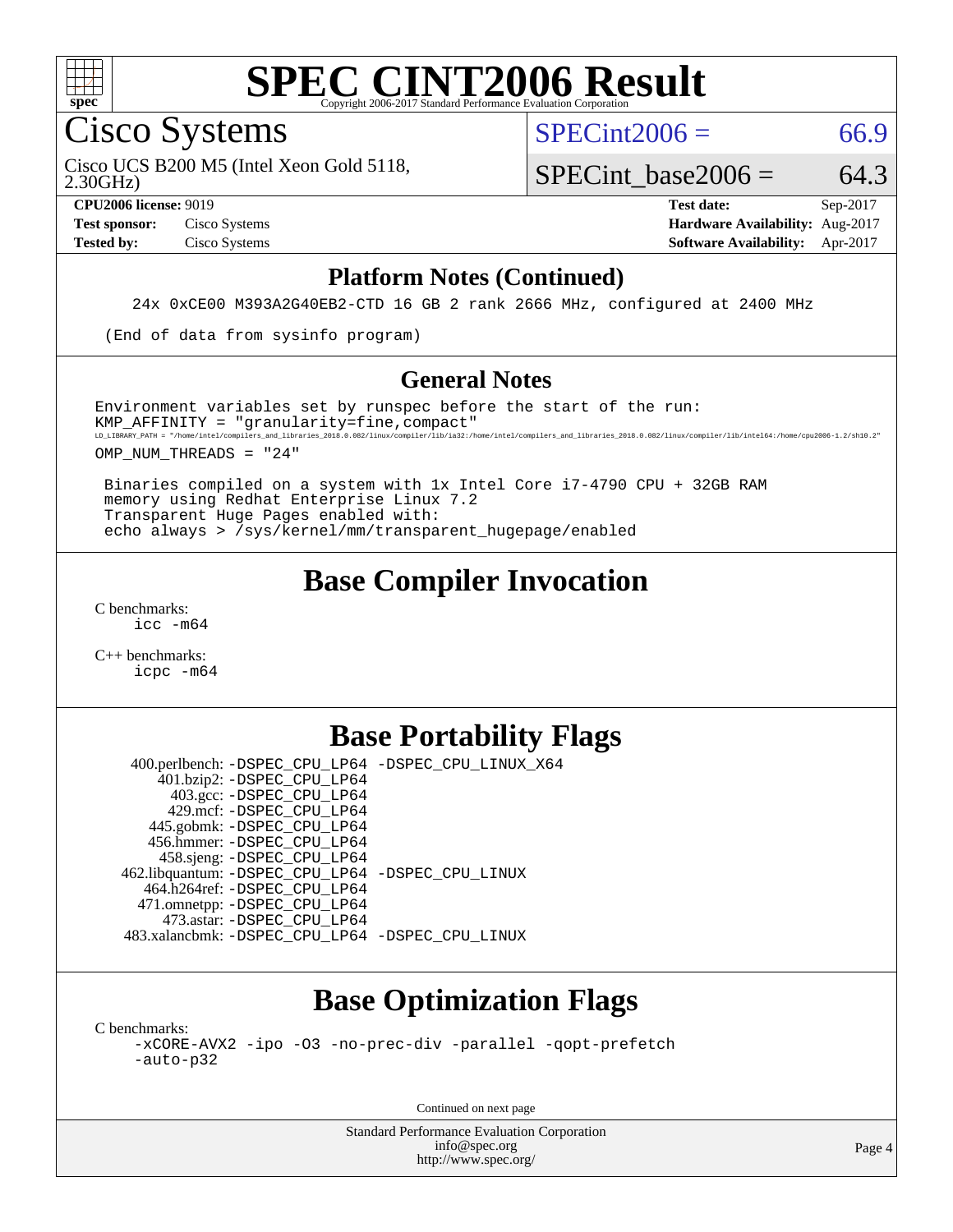# SPEC CINT2006 Result

Copyright 2006-2017 Standard Performance Evaluation Corporation

## Cisco Systems

Cisco UCS B200 M5 (Intel Xeon Gold 5118, 2.30GHz)

SPECint2006 = 66.9

SPECint_base2006 = 64.3

| | | | |
|---|---|---|---|
| **CPU2006 license:** 9019 | | **Test date:** | Sep-2017 |
| **Test sponsor:** | Cisco Systems | **Hardware Availability:** | Aug-2017 |
| **Tested by:** | Cisco Systems | **Software Availability:** | Apr-2017 |

### Platform Notes (Continued)

```
24x 0xCE00 M393A2G40EB2-CTD 16 GB 2 rank 2666 MHz, configured at 2400 MHz

(End of data from sysinfo program)
```

### General Notes

```
Environment variables set by runspec before the start of the run:
KMP_AFFINITY = "granularity=fine,compact"
LD_LIBRARY_PATH = "/home/intel/compilers_and_libraries_2018.0.082/linux/compiler/lib/ia32:/home/intel/compilers_and_libraries_2018.0.082/linux/compiler/lib/intel64:/home/cpu2006-1.2/sh10.2"
OMP_NUM_THREADS = "24"

 Binaries compiled on a system with 1x Intel Core i7-4790 CPU + 32GB RAM
 memory using Redhat Enterprise Linux 7.2
 Transparent Huge Pages enabled with:
 echo always > /sys/kernel/mm/transparent_hugepage/enabled
```

## Base Compiler Invocation

C benchmarks:
  icc -m64

C++ benchmarks:
  icpc -m64

## Base Portability Flags

| | |
|---|---|
| 400.perlbench: | -DSPEC_CPU_LP64 -DSPEC_CPU_LINUX_X64 |
| 401.bzip2: | -DSPEC_CPU_LP64 |
| 403.gcc: | -DSPEC_CPU_LP64 |
| 429.mcf: | -DSPEC_CPU_LP64 |
| 445.gobmk: | -DSPEC_CPU_LP64 |
| 456.hmmer: | -DSPEC_CPU_LP64 |
| 458.sjeng: | -DSPEC_CPU_LP64 |
| 462.libquantum: | -DSPEC_CPU_LP64 -DSPEC_CPU_LINUX |
| 464.h264ref: | -DSPEC_CPU_LP64 |
| 471.omnetpp: | -DSPEC_CPU_LP64 |
| 473.astar: | -DSPEC_CPU_LP64 |
| 483.xalancbmk: | -DSPEC_CPU_LP64 -DSPEC_CPU_LINUX |

## Base Optimization Flags

C benchmarks:
  -xCORE-AVX2 -ipo -O3 -no-prec-div -parallel -qopt-prefetch
  -auto-p32

Continued on next page

Standard Performance Evaluation Corporation
info@spec.org
http://www.spec.org/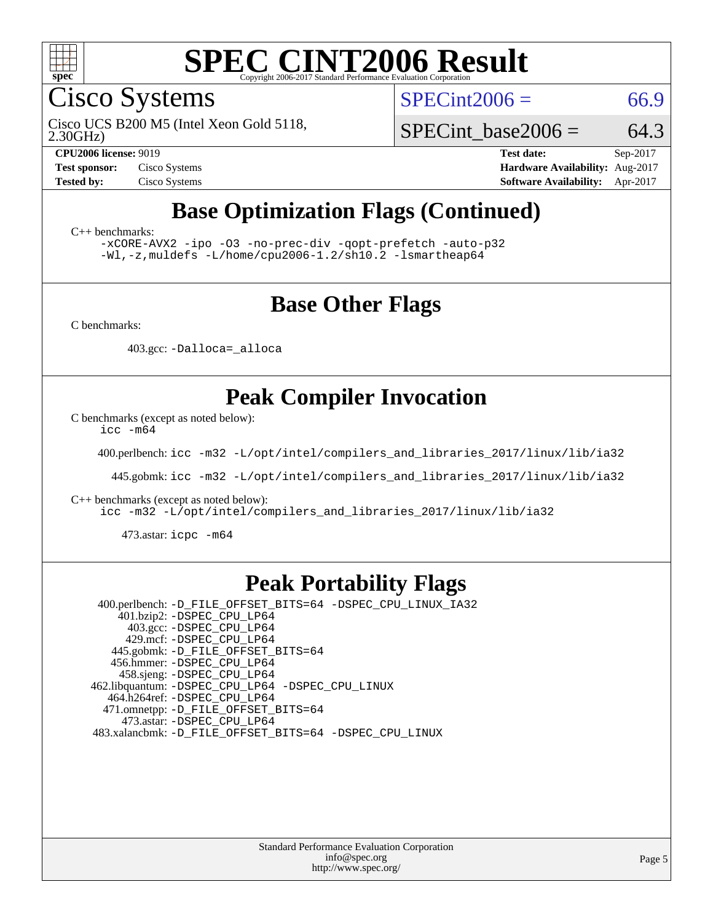# SPEC CINT2006 Result

Copyright 2006-2017 Standard Performance Evaluation Corporation

## Cisco Systems

Cisco UCS B200 M5 (Intel Xeon Gold 5118, 2.30GHz)

SPECint2006 = 66.9

SPECint_base2006 = 64.3

**CPU2006 license:** 9019
**Test sponsor:** Cisco Systems
**Tested by:** Cisco Systems

**Test date:** Sep-2017
**Hardware Availability:** Aug-2017
**Software Availability:** Apr-2017

## Base Optimization Flags (Continued)

C++ benchmarks:

```
-xCORE-AVX2 -ipo -O3 -no-prec-div -qopt-prefetch -auto-p32
-Wl,-z,muldefs -L/home/cpu2006-1.2/sh10.2 -lsmartheap64
```

## Base Other Flags

C benchmarks:

403.gcc: `-Dalloca=_alloca`

## Peak Compiler Invocation

C benchmarks (except as noted below):
`icc -m64`

400.perlbench: `icc -m32 -L/opt/intel/compilers_and_libraries_2017/linux/lib/ia32`

445.gobmk: `icc -m32 -L/opt/intel/compilers_and_libraries_2017/linux/lib/ia32`

C++ benchmarks (except as noted below):
`icc -m32 -L/opt/intel/compilers_and_libraries_2017/linux/lib/ia32`

473.astar: `icpc -m64`

## Peak Portability Flags

400.perlbench: `-D_FILE_OFFSET_BITS=64 -DSPEC_CPU_LINUX_IA32`
401.bzip2: `-DSPEC_CPU_LP64`
403.gcc: `-DSPEC_CPU_LP64`
429.mcf: `-DSPEC_CPU_LP64`
445.gobmk: `-D_FILE_OFFSET_BITS=64`
456.hmmer: `-DSPEC_CPU_LP64`
458.sjeng: `-DSPEC_CPU_LP64`
462.libquantum: `-DSPEC_CPU_LP64 -DSPEC_CPU_LINUX`
464.h264ref: `-DSPEC_CPU_LP64`
471.omnetpp: `-D_FILE_OFFSET_BITS=64`
473.astar: `-DSPEC_CPU_LP64`
483.xalancbmk: `-D_FILE_OFFSET_BITS=64 -DSPEC_CPU_LINUX`

Standard Performance Evaluation Corporation
info@spec.org
http://www.spec.org/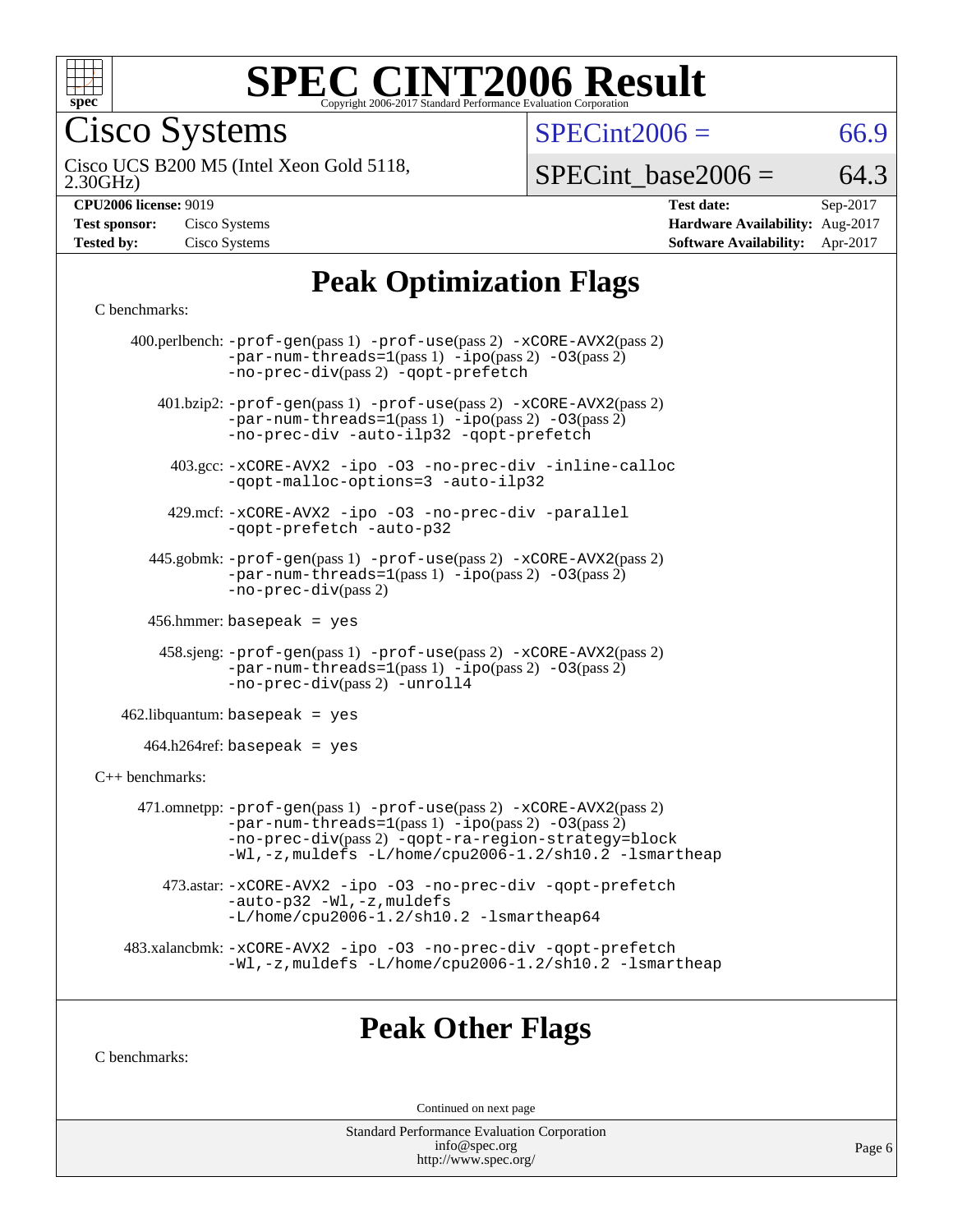# SPEC CINT2006 Result

Copyright 2006-2017 Standard Performance Evaluation Corporation

## Cisco Systems

Cisco UCS B200 M5 (Intel Xeon Gold 5118, 2.30GHz)

SPECint2006 = 66.9

SPECint_base2006 = 64.3

| | | | |
|---|---|---|---|
| **CPU2006 license:** 9019 | | **Test date:** | Sep-2017 |
| **Test sponsor:** | Cisco Systems | **Hardware Availability:** | Aug-2017 |
| **Tested by:** | Cisco Systems | **Software Availability:** | Apr-2017 |

## Peak Optimization Flags

C benchmarks:

400.perlbench: -prof-gen(pass 1) -prof-use(pass 2) -xCORE-AVX2(pass 2) -par-num-threads=1(pass 1) -ipo(pass 2) -O3(pass 2) -no-prec-div(pass 2) -qopt-prefetch

401.bzip2: -prof-gen(pass 1) -prof-use(pass 2) -xCORE-AVX2(pass 2) -par-num-threads=1(pass 1) -ipo(pass 2) -O3(pass 2) -no-prec-div -auto-ilp32 -qopt-prefetch

403.gcc: -xCORE-AVX2 -ipo -O3 -no-prec-div -inline-calloc -qopt-malloc-options=3 -auto-ilp32

429.mcf: -xCORE-AVX2 -ipo -O3 -no-prec-div -parallel -qopt-prefetch -auto-p32

445.gobmk: -prof-gen(pass 1) -prof-use(pass 2) -xCORE-AVX2(pass 2) -par-num-threads=1(pass 1) -ipo(pass 2) -O3(pass 2) -no-prec-div(pass 2)

456.hmmer: basepeak = yes

458.sjeng: -prof-gen(pass 1) -prof-use(pass 2) -xCORE-AVX2(pass 2) -par-num-threads=1(pass 1) -ipo(pass 2) -O3(pass 2) -no-prec-div(pass 2) -unroll4

462.libquantum: basepeak = yes

464.h264ref: basepeak = yes

C++ benchmarks:

471.omnetpp: -prof-gen(pass 1) -prof-use(pass 2) -xCORE-AVX2(pass 2) -par-num-threads=1(pass 1) -ipo(pass 2) -O3(pass 2) -no-prec-div(pass 2) -qopt-ra-region-strategy=block -Wl,-z,muldefs -L/home/cpu2006-1.2/sh10.2 -lsmartheap

473.astar: -xCORE-AVX2 -ipo -O3 -no-prec-div -qopt-prefetch -auto-p32 -Wl,-z,muldefs -L/home/cpu2006-1.2/sh10.2 -lsmartheap64

483.xalancbmk: -xCORE-AVX2 -ipo -O3 -no-prec-div -qopt-prefetch -Wl,-z,muldefs -L/home/cpu2006-1.2/sh10.2 -lsmartheap

## Peak Other Flags

C benchmarks:

Continued on next page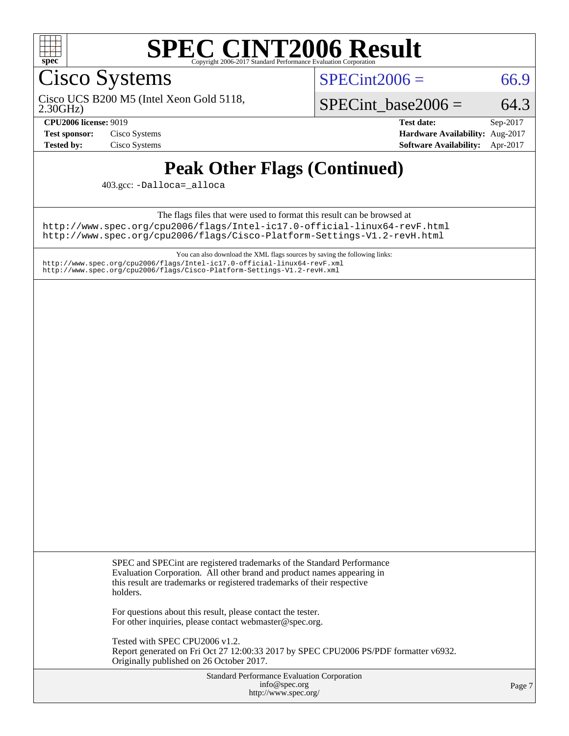## Peak Other Flags (Continued)

403.gcc: -Dalloca=_alloca

The flags files that were used to format this result can be browsed at
http://www.spec.org/cpu2006/flags/Intel-ic17.0-official-linux64-revF.html
http://www.spec.org/cpu2006/flags/Cisco-Platform-Settings-V1.2-revH.html

You can also download the XML flags sources by saving the following links:
http://www.spec.org/cpu2006/flags/Intel-ic17.0-official-linux64-revF.xml
http://www.spec.org/cpu2006/flags/Cisco-Platform-Settings-V1.2-revH.xml

SPEC and SPECint are registered trademarks of the Standard Performance Evaluation Corporation. All other brand and product names appearing in this result are trademarks or registered trademarks of their respective holders.

For questions about this result, please contact the tester.
For other inquiries, please contact webmaster@spec.org.

Tested with SPEC CPU2006 v1.2.
Report generated on Fri Oct 27 12:00:33 2017 by SPEC CPU2006 PS/PDF formatter v6932.
Originally published on 26 October 2017.